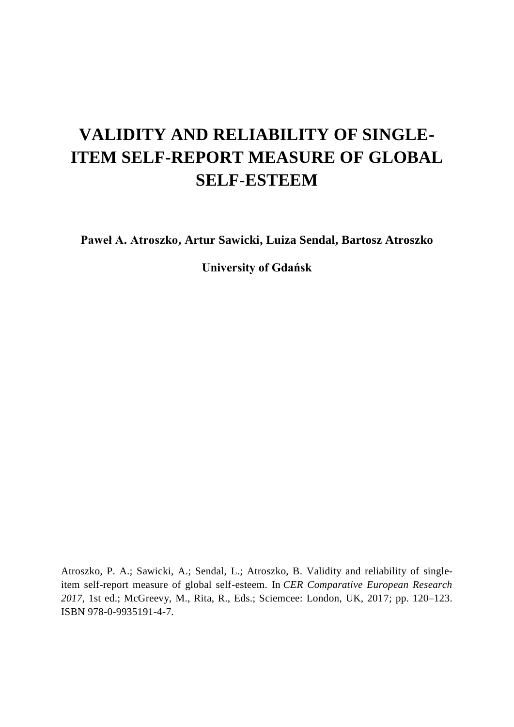# VALIDITY AND RELIABILITY OF SINGLE-ITEM SELF-REPORT MEASURE OF GLOBAL SELF-ESTEEM

**Paweł A. Atroszko, Artur Sawicki, Luiza Sendal, Bartosz Atroszko**

**University of Gdańsk**

Atroszko, P. A.; Sawicki, A.; Sendal, L.; Atroszko, B. Validity and reliability of single-item self-report measure of global self-esteem. In *CER Comparative European Research 2017*, 1st ed.; McGreevy, M., Rita, R., Eds.; Sciemcee: London, UK, 2017; pp. 120–123. ISBN 978-0-9935191-4-7.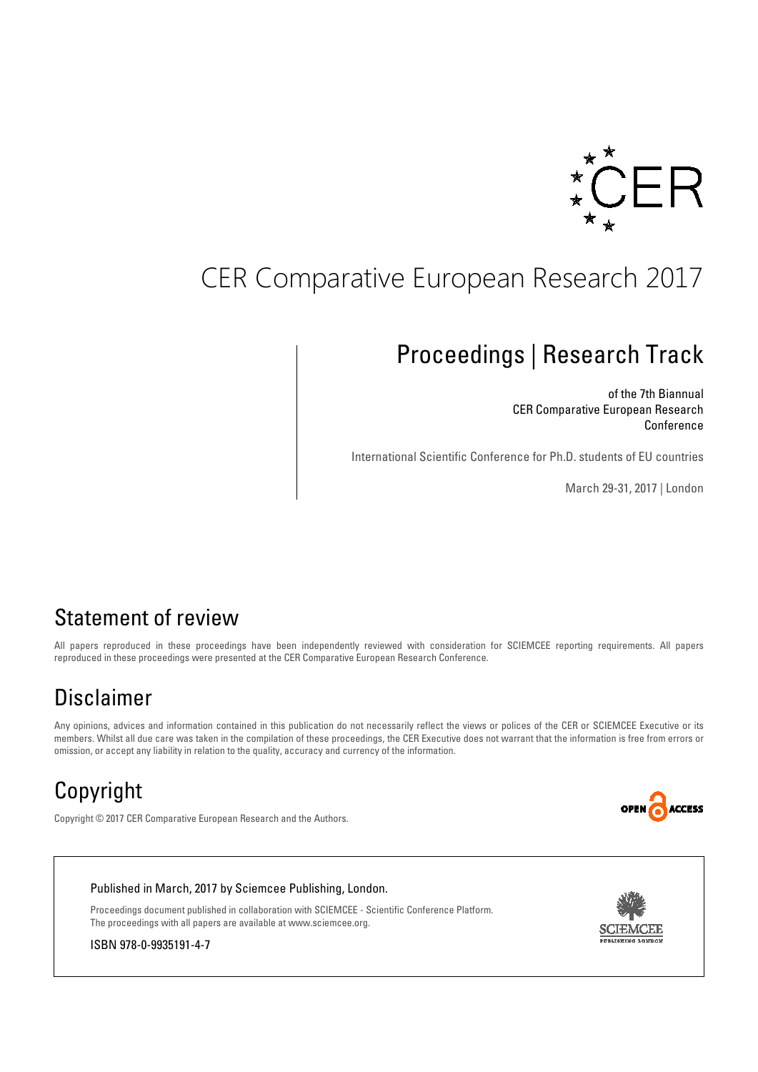CER

# CER Comparative European Research 2017

## Proceedings | Research Track

of the 7th Biannual
CER Comparative European Research
Conference

International Scientific Conference for Ph.D. students of EU countries

March 29-31, 2017 | London

## Statement of review

All papers reproduced in these proceedings have been independently reviewed with consideration for SCIEMCEE reporting requirements. All papers reproduced in these proceedings were presented at the CER Comparative European Research Conference.

## Disclaimer

Any opinions, advices and information contained in this publication do not necessarily reflect the views or polices of the CER or SCIEMCEE Executive or its members. Whilst all due care was taken in the compilation of these proceedings, the CER Executive does not warrant that the information is free from errors or omission, or accept any liability in relation to the quality, accuracy and currency of the information.

## Copyright

Copyright © 2017 CER Comparative European Research and the Authors.

OPEN ACCESS

Published in March, 2017 by Sciemcee Publishing, London.

Proceedings document published in collaboration with SCIEMCEE - Scientific Conference Platform.
The proceedings with all papers are available at www.sciemcee.org.

ISBN 978-0-9935191-4-7

SCIEMCEE PUBLISHING LONDON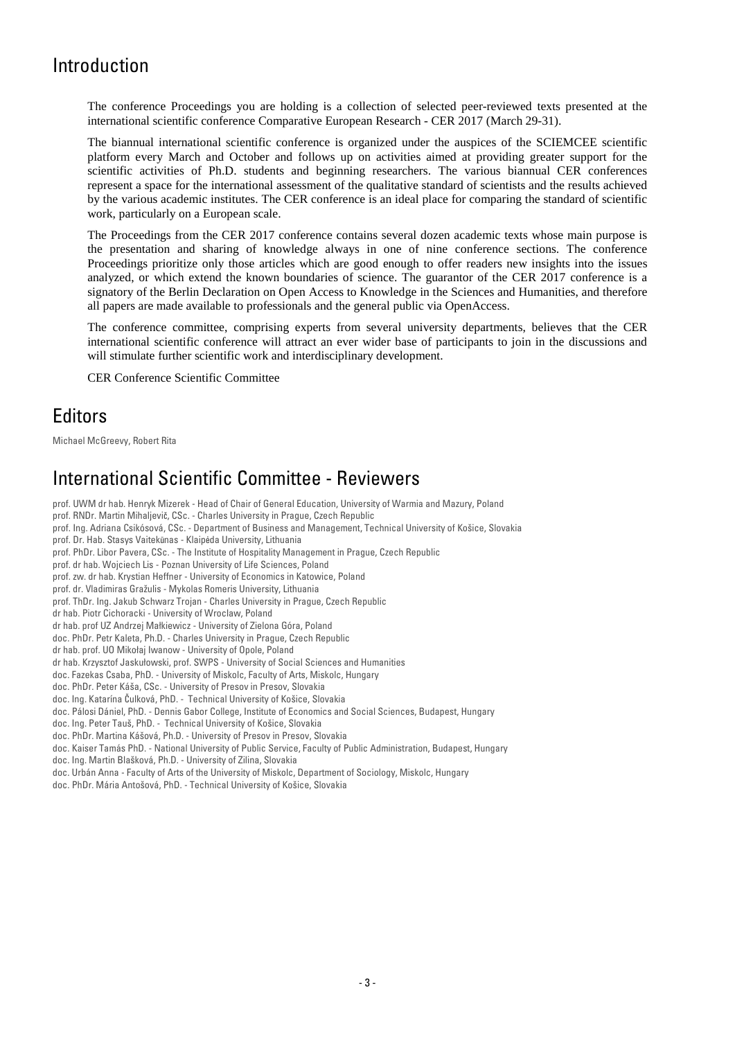## Introduction

The conference Proceedings you are holding is a collection of selected peer-reviewed texts presented at the international scientific conference Comparative European Research - CER 2017 (March 29-31).

The biannual international scientific conference is organized under the auspices of the SCIEMCEE scientific platform every March and October and follows up on activities aimed at providing greater support for the scientific activities of Ph.D. students and beginning researchers. The various biannual CER conferences represent a space for the international assessment of the qualitative standard of scientists and the results achieved by the various academic institutes. The CER conference is an ideal place for comparing the standard of scientific work, particularly on a European scale.

The Proceedings from the CER 2017 conference contains several dozen academic texts whose main purpose is the presentation and sharing of knowledge always in one of nine conference sections. The conference Proceedings prioritize only those articles which are good enough to offer readers new insights into the issues analyzed, or which extend the known boundaries of science. The guarantor of the CER 2017 conference is a signatory of the Berlin Declaration on Open Access to Knowledge in the Sciences and Humanities, and therefore all papers are made available to professionals and the general public via OpenAccess.

The conference committee, comprising experts from several university departments, believes that the CER international scientific conference will attract an ever wider base of participants to join in the discussions and will stimulate further scientific work and interdisciplinary development.

CER Conference Scientific Committee

## Editors

Michael McGreevy, Robert Rita

## International Scientific Committee - Reviewers

prof. UWM dr hab. Henryk Mizerek - Head of Chair of General Education, University of Warmia and Mazury, Poland
prof. RNDr. Martin Mihaljevič, CSc. - Charles University in Prague, Czech Republic
prof. Ing. Adriana Csikósová, CSc. - Department of Business and Management, Technical University of Košice, Slovakia
prof. Dr. Hab. Stasys Vaitekūnas - Klaipėda University, Lithuania
prof. PhDr. Libor Pavera, CSc. - The Institute of Hospitality Management in Prague, Czech Republic
prof. dr hab. Wojciech Lis - Poznan University of Life Sciences, Poland
prof. zw. dr hab. Krystian Heffner - University of Economics in Katowice, Poland
prof. dr. Vladimiras Gražulis - Mykolas Romeris University, Lithuania
prof. ThDr. Ing. Jakub Schwarz Trojan - Charles University in Prague, Czech Republic
dr hab. Piotr Cichoracki - University of Wroclaw, Poland
dr hab. prof UZ Andrzej Małkiewicz - University of Zielona Góra, Poland
doc. PhDr. Petr Kaleta, Ph.D. - Charles University in Prague, Czech Republic
dr hab. prof. UO Mikołaj Iwanow - University of Opole, Poland
dr hab. Krzysztof Jaskułowski, prof. SWPS - University of Social Sciences and Humanities
doc. Fazekas Csaba, PhD. - University of Miskolc, Faculty of Arts, Miskolc, Hungary
doc. PhDr. Peter Káša, CSc. - University of Presov in Presov, Slovakia
doc. Ing. Katarína Čulková, PhD. - Technical University of Košice, Slovakia
doc. Pálosi Dániel, PhD. - Dennis Gabor College, Institute of Economics and Social Sciences, Budapest, Hungary
doc. Ing. Peter Tauš, PhD. - Technical University of Košice, Slovakia
doc. PhDr. Martina Kášová, Ph.D. - University of Presov in Presov, Slovakia
doc. Kaiser Tamás PhD. - National University of Public Service, Faculty of Public Administration, Budapest, Hungary
doc. Ing. Martin Blašková, Ph.D. - University of Zilina, Slovakia
doc. Urbán Anna - Faculty of Arts of the University of Miskolc, Department of Sociology, Miskolc, Hungary
doc. PhDr. Mária Antošová, PhD. - Technical University of Košice, Slovakia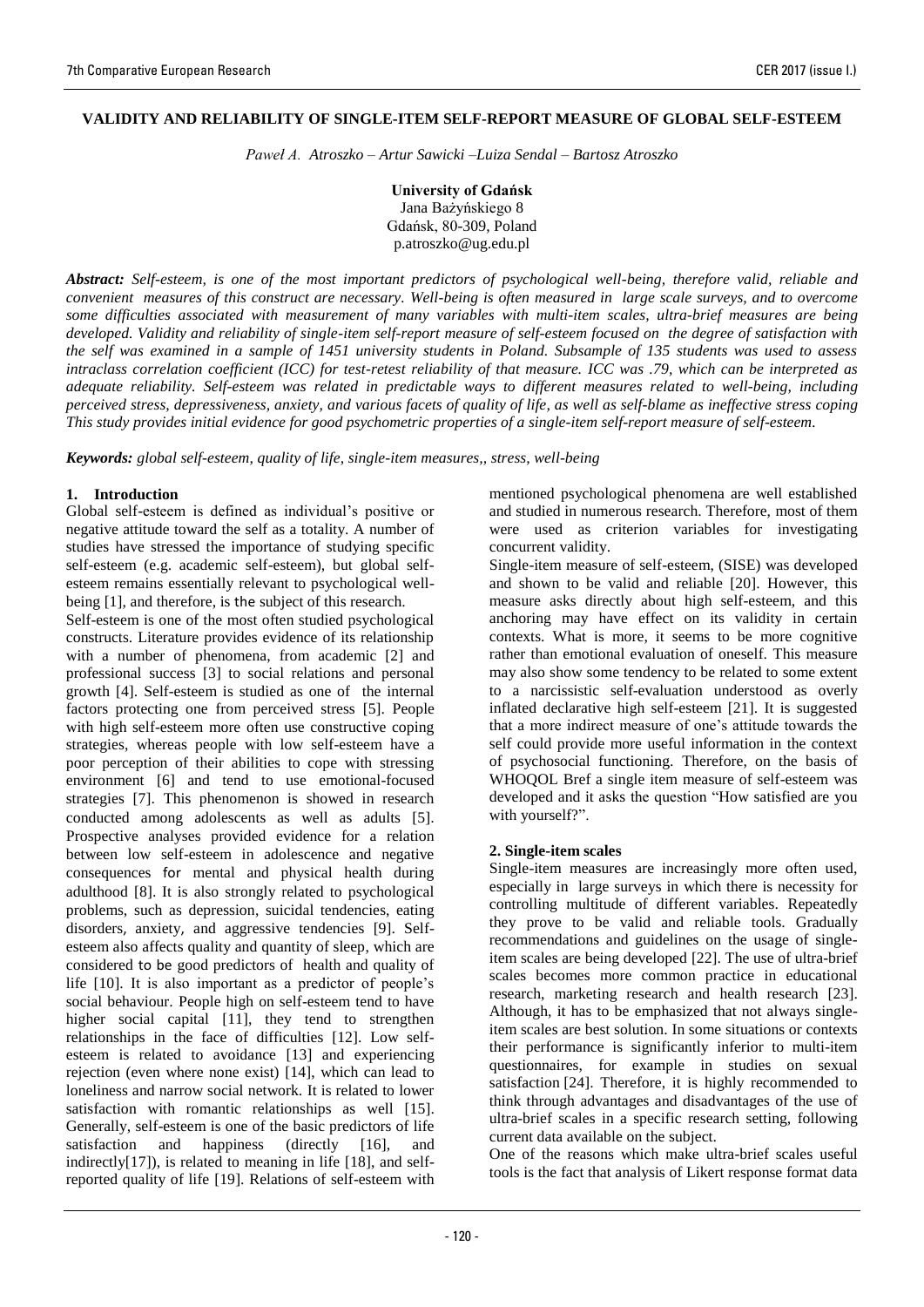# VALIDITY AND RELIABILITY OF SINGLE-ITEM SELF-REPORT MEASURE OF GLOBAL SELF-ESTEEM

*Paweł A. Atroszko – Artur Sawicki –Luiza Sendal – Bartosz Atroszko*

**University of Gdańsk**
Jana Bażyńskiego 8
Gdańsk, 80-309, Poland
p.atroszko@ug.edu.pl

***Abstract:*** *Self-esteem, is one of the most important predictors of psychological well-being, therefore valid, reliable and convenient measures of this construct are necessary. Well-being is often measured in large scale surveys, and to overcome some difficulties associated with measurement of many variables with multi-item scales, ultra-brief measures are being developed. Validity and reliability of single-item self-report measure of self-esteem focused on the degree of satisfaction with the self was examined in a sample of 1451 university students in Poland. Subsample of 135 students was used to assess intraclass correlation coefficient (ICC) for test-retest reliability of that measure. ICC was .79, which can be interpreted as adequate reliability. Self-esteem was related in predictable ways to different measures related to well-being, including perceived stress, depressiveness, anxiety, and various facets of quality of life, as well as self-blame as ineffective stress coping This study provides initial evidence for good psychometric properties of a single-item self-report measure of self-esteem.*

***Keywords:*** *global self-esteem, quality of life, single-item measures,, stress, well-being*

## 1. Introduction

Global self-esteem is defined as individual's positive or negative attitude toward the self as a totality. A number of studies have stressed the importance of studying specific self-esteem (e.g. academic self-esteem), but global self-esteem remains essentially relevant to psychological well-being [1], and therefore, is the subject of this research.

Self-esteem is one of the most often studied psychological constructs. Literature provides evidence of its relationship with a number of phenomena, from academic [2] and professional success [3] to social relations and personal growth [4]. Self-esteem is studied as one of the internal factors protecting one from perceived stress [5]. People with high self-esteem more often use constructive coping strategies, whereas people with low self-esteem have a poor perception of their abilities to cope with stressing environment [6] and tend to use emotional-focused strategies [7]. This phenomenon is showed in research conducted among adolescents as well as adults [5]. Prospective analyses provided evidence for a relation between low self-esteem in adolescence and negative consequences for mental and physical health during adulthood [8]. It is also strongly related to psychological problems, such as depression, suicidal tendencies, eating disorders, anxiety, and aggressive tendencies [9]. Self-esteem also affects quality and quantity of sleep, which are considered to be good predictors of health and quality of life [10]. It is also important as a predictor of people's social behaviour. People high on self-esteem tend to have higher social capital [11], they tend to strengthen relationships in the face of difficulties [12]. Low self-esteem is related to avoidance [13] and experiencing rejection (even where none exist) [14], which can lead to loneliness and narrow social network. It is related to lower satisfaction with romantic relationships as well [15]. Generally, self-esteem is one of the basic predictors of life satisfaction and happiness (directly [16], and indirectly[17]), is related to meaning in life [18], and self-reported quality of life [19]. Relations of self-esteem with mentioned psychological phenomena are well established and studied in numerous research. Therefore, most of them were used as criterion variables for investigating concurrent validity.

Single-item measure of self-esteem, (SISE) was developed and shown to be valid and reliable [20]. However, this measure asks directly about high self-esteem, and this anchoring may have effect on its validity in certain contexts. What is more, it seems to be more cognitive rather than emotional evaluation of oneself. This measure may also show some tendency to be related to some extent to a narcissistic self-evaluation understood as overly inflated declarative high self-esteem [21]. It is suggested that a more indirect measure of one's attitude towards the self could provide more useful information in the context of psychosocial functioning. Therefore, on the basis of WHOQOL Bref a single item measure of self-esteem was developed and it asks the question "How satisfied are you with yourself?".

## 2. Single-item scales

Single-item measures are increasingly more often used, especially in large surveys in which there is necessity for controlling multitude of different variables. Repeatedly they prove to be valid and reliable tools. Gradually recommendations and guidelines on the usage of single-item scales are being developed [22]. The use of ultra-brief scales becomes more common practice in educational research, marketing research and health research [23]. Although, it has to be emphasized that not always single-item scales are best solution. In some situations or contexts their performance is significantly inferior to multi-item questionnaires, for example in studies on sexual satisfaction [24]. Therefore, it is highly recommended to think through advantages and disadvantages of the use of ultra-brief scales in a specific research setting, following current data available on the subject.

One of the reasons which make ultra-brief scales useful tools is the fact that analysis of Likert response format data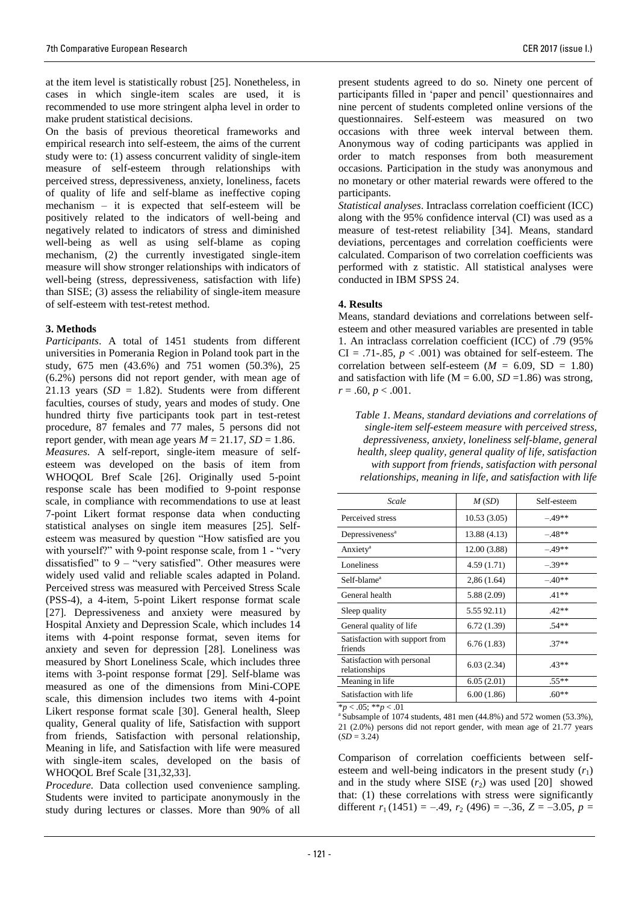at the item level is statistically robust [25]. Nonetheless, in cases in which single-item scales are used, it is recommended to use more stringent alpha level in order to make prudent statistical decisions.

On the basis of previous theoretical frameworks and empirical research into self-esteem, the aims of the current study were to: (1) assess concurrent validity of single-item measure of self-esteem through relationships with perceived stress, depressiveness, anxiety, loneliness, facets of quality of life and self-blame as ineffective coping mechanism – it is expected that self-esteem will be positively related to the indicators of well-being and negatively related to indicators of stress and diminished well-being as well as using self-blame as coping mechanism, (2) the currently investigated single-item measure will show stronger relationships with indicators of well-being (stress, depressiveness, satisfaction with life) than SISE; (3) assess the reliability of single-item measure of self-esteem with test-retest method.

### 3. Methods

*Participants*. A total of 1451 students from different universities in Pomerania Region in Poland took part in the study, 675 men (43.6%) and 751 women (50.3%), 25 (6.2%) persons did not report gender, with mean age of 21.13 years ($SD$ = 1.82). Students were from different faculties, courses of study, years and modes of study. One hundred thirty five participants took part in test-retest procedure, 87 females and 77 males, 5 persons did not report gender, with mean age years $M$ = 21.17, $SD$ = 1.86.

*Measures.* A self-report, single-item measure of self-esteem was developed on the basis of item from WHOQOL Bref Scale [26]. Originally used 5-point response scale has been modified to 9-point response scale, in compliance with recommendations to use at least 7-point Likert format response data when conducting statistical analyses on single item measures [25]. Self-esteem was measured by question "How satisfied are you with yourself?" with 9-point response scale, from 1 - "very dissatisfied" to 9 – "very satisfied". Other measures were widely used valid and reliable scales adapted in Poland. Perceived stress was measured with Perceived Stress Scale (PSS-4), a 4-item, 5-point Likert response format scale [27]. Depressiveness and anxiety were measured by Hospital Anxiety and Depression Scale, which includes 14 items with 4-point response format, seven items for anxiety and seven for depression [28]. Loneliness was measured by Short Loneliness Scale, which includes three items with 3-point response format [29]. Self-blame was measured as one of the dimensions from Mini-COPE scale, this dimension includes two items with 4-point Likert response format scale [30]. General health, Sleep quality, General quality of life, Satisfaction with support from friends, Satisfaction with personal relationship, Meaning in life, and Satisfaction with life were measured with single-item scales, developed on the basis of WHOQOL Bref Scale [31,32,33].

*Procedure.* Data collection used convenience sampling. Students were invited to participate anonymously in the study during lectures or classes. More than 90% of all present students agreed to do so. Ninety one percent of participants filled in 'paper and pencil' questionnaires and nine percent of students completed online versions of the questionnaires. Self-esteem was measured on two occasions with three week interval between them. Anonymous way of coding participants was applied in order to match responses from both measurement occasions. Participation in the study was anonymous and no monetary or other material rewards were offered to the participants.

*Statistical analyses*. Intraclass correlation coefficient (ICC) along with the 95% confidence interval (CI) was used as a measure of test-retest reliability [34]. Means, standard deviations, percentages and correlation coefficients were calculated. Comparison of two correlation coefficients was performed with z statistic. All statistical analyses were conducted in IBM SPSS 24.

### 4. Results

Means, standard deviations and correlations between self-esteem and other measured variables are presented in table 1. An intraclass correlation coefficient (ICC) of .79 (95% CI = .71-.85, $p$ < .001) was obtained for self-esteem. The correlation between self-esteem ($M$ = 6.09, SD = 1.80) and satisfaction with life (M = 6.00, $SD$ =1.86) was strong, $r$ = .60, $p$ < .001.

*Table 1. Means, standard deviations and correlations of single-item self-esteem measure with perceived stress, depressiveness, anxiety, loneliness self-blame, general health, sleep quality, general quality of life, satisfaction with support from friends, satisfaction with personal relationships, meaning in life, and satisfaction with life*

| Scale | M (SD) | Self-esteem |
|---|---|---|
| Perceived stress | 10.53 (3.05) | –.49** |
| Depressiveness[a] | 13.88 (4.13) | –.48** |
| Anxiety[a] | 12.00 (3.88) | –.49** |
| Loneliness | 4.59 (1.71) | –.39** |
| Self-blame[a] | 2,86 (1.64) | –.40** |
| General health | 5.88 (2.09) | .41** |
| Sleep quality | 5.55 92.11) | .42** |
| General quality of life | 6.72 (1.39) | .54** |
| Satisfaction with support from friends | 6.76 (1.83) | .37** |
| Satisfaction with personal relationships | 6.03 (2.34) | .43** |
| Meaning in life | 6.05 (2.01) | .55** |
| Satisfaction with life | 6.00 (1.86) | .60** |

*$p$ < .05; **$p$ < .01

[a] Subsample of 1074 students, 481 men (44.8%) and 572 women (53.3%), 21 (2.0%) persons did not report gender, with mean age of 21.77 years ($SD$ = 3.24)

Comparison of correlation coefficients between self-esteem and well-being indicators in the present study ($r_1$) and in the study where SISE ($r_2$) was used [20] showed that: (1) these correlations with stress were significantly different $r_1$ (1451) = –.49, $r_2$ (496) = –.36, $Z$ = –3.05, $p$ =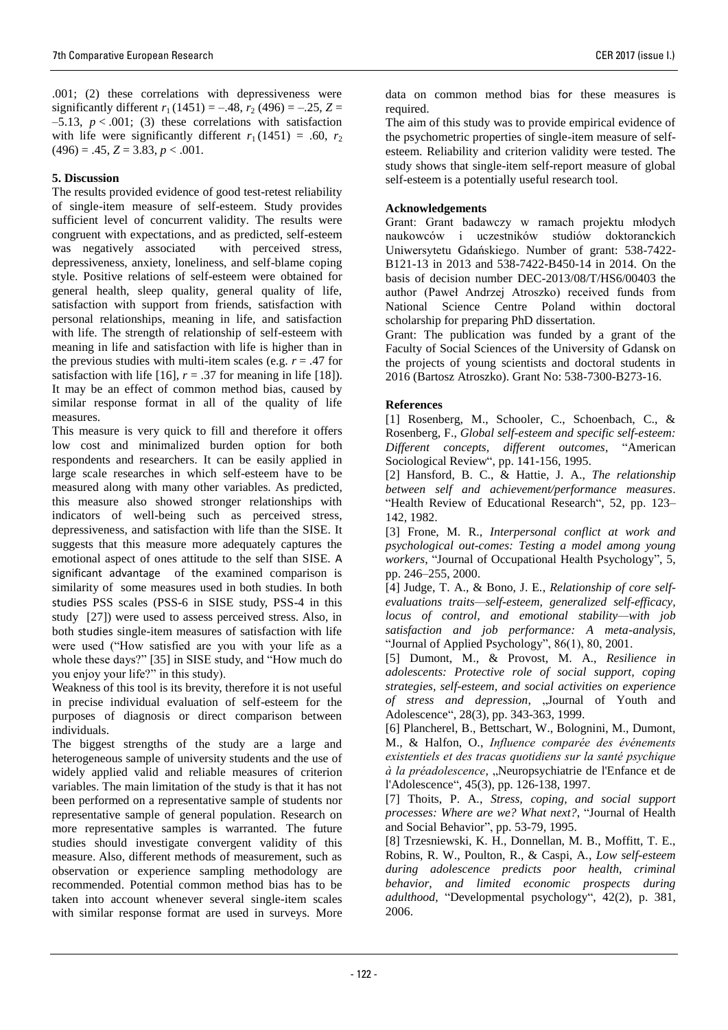.001; (2) these correlations with depressiveness were significantly different $r_1(1451) = -.48$, $r_2(496) = -.25$, $Z = -5.13$, $p < .001$; (3) these correlations with satisfaction with life were significantly different $r_1(1451) = .60$, $r_2(496) = .45$, $Z = 3.83$, $p < .001$.

## 5. Discussion

The results provided evidence of good test-retest reliability of single-item measure of self-esteem. Study provides sufficient level of concurrent validity. The results were congruent with expectations, and as predicted, self-esteem was negatively associated with perceived stress, depressiveness, anxiety, loneliness, and self-blame coping style. Positive relations of self-esteem were obtained for general health, sleep quality, general quality of life, satisfaction with support from friends, satisfaction with personal relationships, meaning in life, and satisfaction with life. The strength of relationship of self-esteem with meaning in life and satisfaction with life is higher than in the previous studies with multi-item scales (e.g. $r = .47$ for satisfaction with life [16], $r = .37$ for meaning in life [18]). It may be an effect of common method bias, caused by similar response format in all of the quality of life measures.

This measure is very quick to fill and therefore it offers low cost and minimalized burden option for both respondents and researchers. It can be easily applied in large scale researches in which self-esteem have to be measured along with many other variables. As predicted, this measure also showed stronger relationships with indicators of well-being such as perceived stress, depressiveness, and satisfaction with life than the SISE. It suggests that this measure more adequately captures the emotional aspect of ones attitude to the self than SISE. A significant advantage of the examined comparison is similarity of some measures used in both studies. In both studies PSS scales (PSS-6 in SISE study, PSS-4 in this study [27]) were used to assess perceived stress. Also, in both studies single-item measures of satisfaction with life were used ("How satisfied are you with your life as a whole these days?" [35] in SISE study, and "How much do you enjoy your life?" in this study).

Weakness of this tool is its brevity, therefore it is not useful in precise individual evaluation of self-esteem for the purposes of diagnosis or direct comparison between individuals.

The biggest strengths of the study are a large and heterogeneous sample of university students and the use of widely applied valid and reliable measures of criterion variables. The main limitation of the study is that it has not been performed on a representative sample of students nor representative sample of general population. Research on more representative samples is warranted. The future studies should investigate convergent validity of this measure. Also, different methods of measurement, such as observation or experience sampling methodology are recommended. Potential common method bias has to be taken into account whenever several single-item scales with similar response format are used in surveys. More data on common method bias for these measures is required.

The aim of this study was to provide empirical evidence of the psychometric properties of single-item measure of self-esteem. Reliability and criterion validity were tested. The study shows that single-item self-report measure of global self-esteem is a potentially useful research tool.

## Acknowledgements

Grant: Grant badawczy w ramach projektu młodych naukowców i uczestników studiów doktoranckich Uniwersytetu Gdańskiego. Number of grant: 538-7422-B121-13 in 2013 and 538-7422-B450-14 in 2014. On the basis of decision number DEC-2013/08/T/HS6/00403 the author (Paweł Andrzej Atroszko) received funds from National Science Centre Poland within doctoral scholarship for preparing PhD dissertation.

Grant: The publication was funded by a grant of the Faculty of Social Sciences of the University of Gdansk on the projects of young scientists and doctoral students in 2016 (Bartosz Atroszko). Grant No: 538-7300-B273-16.

## References

[1] Rosenberg, M., Schooler, C., Schoenbach, C., & Rosenberg, F., *Global self-esteem and specific self-esteem: Different concepts, different outcomes*, "American Sociological Review", pp. 141-156, 1995.

[2] Hansford, B. C., & Hattie, J. A., *The relationship between self and achievement/performance measures*. "Health Review of Educational Research", 52, pp. 123–142, 1982.

[3] Frone, M. R., *Interpersonal conflict at work and psychological out-comes: Testing a model among young workers*, "Journal of Occupational Health Psychology", 5, pp. 246–255, 2000.

[4] Judge, T. A., & Bono, J. E., *Relationship of core self-evaluations traits—self-esteem, generalized self-efficacy, locus of control, and emotional stability—with job satisfaction and job performance: A meta-analysis*, "Journal of Applied Psychology", 86(1), 80, 2001.

[5] Dumont, M., & Provost, M. A., *Resilience in adolescents: Protective role of social support, coping strategies, self-esteem, and social activities on experience of stress and depression*, „Journal of Youth and Adolescence", 28(3), pp. 343-363, 1999.

[6] Plancherel, B., Bettschart, W., Bolognini, M., Dumont, M., & Halfon, O., *Influence comparée des événements existentiels et des tracas quotidiens sur la santé psychique à la préadolescence*, „Neuropsychiatrie de l'Enfance et de l'Adolescence", 45(3), pp. 126-138, 1997.

[7] Thoits, P. A., *Stress, coping, and social support processes: Where are we? What next?*, "Journal of Health and Social Behavior", pp. 53-79, 1995.

[8] Trzesniewski, K. H., Donnellan, M. B., Moffitt, T. E., Robins, R. W., Poulton, R., & Caspi, A., *Low self-esteem during adolescence predicts poor health, criminal behavior, and limited economic prospects during adulthood*, "Developmental psychology", 42(2), p. 381, 2006.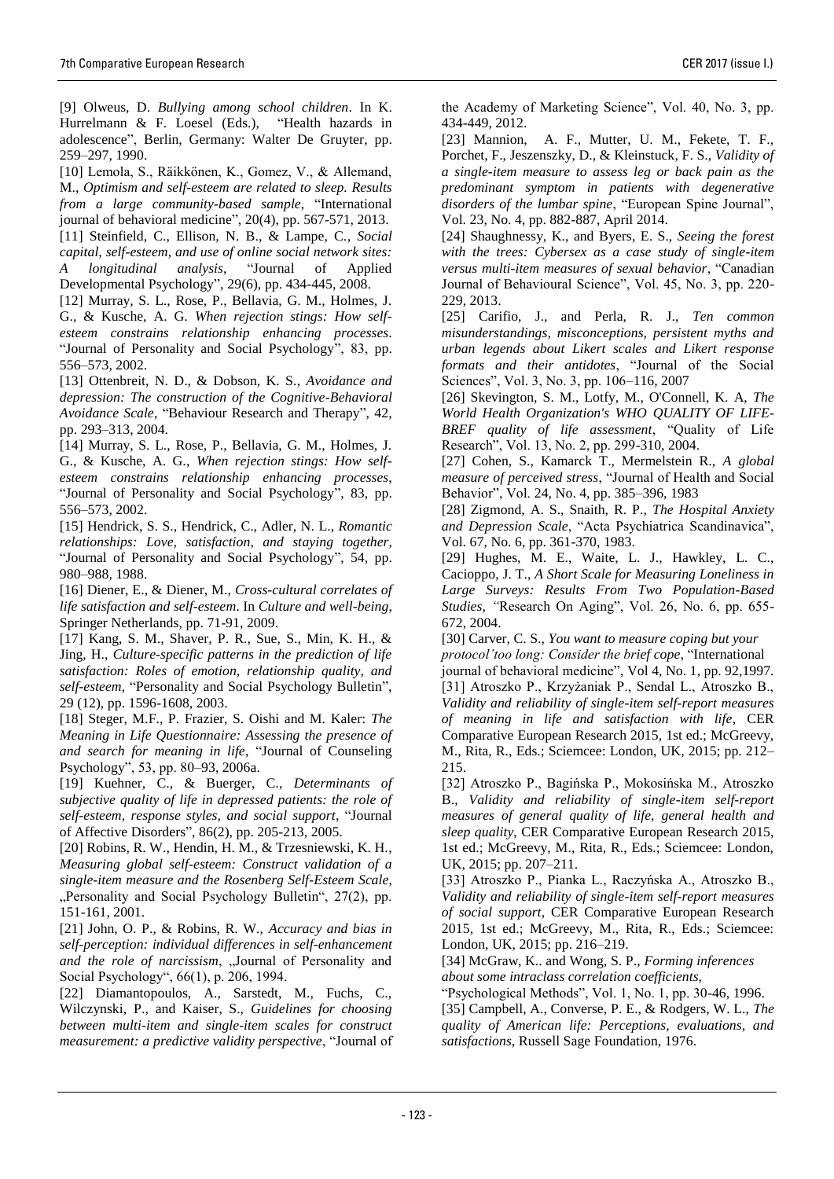[9] Olweus, D. *Bullying among school children*. In K. Hurrelmann & F. Loesel (Eds.), "Health hazards in adolescence", Berlin, Germany: Walter De Gruyter, pp. 259–297, 1990.

[10] Lemola, S., Räikkönen, K., Gomez, V., & Allemand, M., *Optimism and self-esteem are related to sleep. Results from a large community-based sample*, "International journal of behavioral medicine", 20(4), pp. 567-571, 2013.

[11] Steinfield, C., Ellison, N. B., & Lampe, C., *Social capital, self-esteem, and use of online social network sites: A longitudinal analysis*, "Journal of Applied Developmental Psychology", 29(6), pp. 434-445, 2008.

[12] Murray, S. L., Rose, P., Bellavia, G. M., Holmes, J. G., & Kusche, A. G. *When rejection stings: How self-esteem constrains relationship enhancing processes*. "Journal of Personality and Social Psychology", 83, pp. 556–573, 2002.

[13] Ottenbreit, N. D., & Dobson, K. S., *Avoidance and depression: The construction of the Cognitive-Behavioral Avoidance Scale*, "Behaviour Research and Therapy", 42, pp. 293–313, 2004.

[14] Murray, S. L., Rose, P., Bellavia, G. M., Holmes, J. G., & Kusche, A. G., *When rejection stings: How self-esteem constrains relationship enhancing processes*, "Journal of Personality and Social Psychology", 83, pp. 556–573, 2002.

[15] Hendrick, S. S., Hendrick, C., Adler, N. L., *Romantic relationships: Love, satisfaction, and staying together*, "Journal of Personality and Social Psychology", 54, pp. 980–988, 1988.

[16] Diener, E., & Diener, M., *Cross-cultural correlates of life satisfaction and self-esteem*. In *Culture and well-being*, Springer Netherlands, pp. 71-91, 2009.

[17] Kang, S. M., Shaver, P. R., Sue, S., Min, K. H., & Jing, H., *Culture-specific patterns in the prediction of life satisfaction: Roles of emotion, relationship quality, and self-esteem*, "Personality and Social Psychology Bulletin", 29 (12), pp. 1596-1608, 2003.

[18] Steger, M.F., P. Frazier, S. Oishi and M. Kaler: *The Meaning in Life Questionnaire: Assessing the presence of and search for meaning in life*, "Journal of Counseling Psychology", 53, pp. 80–93, 2006a.

[19] Kuehner, C., & Buerger, C., *Determinants of subjective quality of life in depressed patients: the role of self-esteem, response styles, and social support*, "Journal of Affective Disorders", 86(2), pp. 205-213, 2005.

[20] Robins, R. W., Hendin, H. M., & Trzesniewski, K. H., *Measuring global self-esteem: Construct validation of a single-item measure and the Rosenberg Self-Esteem Scale*, „Personality and Social Psychology Bulletin", 27(2), pp. 151-161, 2001.

[21] John, O. P., & Robins, R. W., *Accuracy and bias in self-perception: individual differences in self-enhancement and the role of narcissism*, „Journal of Personality and Social Psychology", 66(1), p. 206, 1994.

[22] Diamantopoulos, A., Sarstedt, M., Fuchs, C., Wilczynski, P., and Kaiser, S., *Guidelines for choosing between multi-item and single-item scales for construct measurement: a predictive validity perspective*, "Journal of the Academy of Marketing Science", Vol. 40, No. 3, pp. 434-449, 2012.

[23] Mannion, A. F., Mutter, U. M., Fekete, T. F., Porchet, F., Jeszenszky, D., & Kleinstuck, F. S., *Validity of a single-item measure to assess leg or back pain as the predominant symptom in patients with degenerative disorders of the lumbar spine*, "European Spine Journal", Vol. 23, No. 4, pp. 882-887, April 2014.

[24] Shaughnessy, K., and Byers, E. S., *Seeing the forest with the trees: Cybersex as a case study of single-item versus multi-item measures of sexual behavior*, "Canadian Journal of Behavioural Science", Vol. 45, No. 3, pp. 220-229, 2013.

[25] Carifio, J., and Perla, R. J., *Ten common misunderstandings, misconceptions, persistent myths and urban legends about Likert scales and Likert response formats and their antidotes*, "Journal of the Social Sciences", Vol. 3, No. 3, pp. 106–116, 2007

[26] Skevington, S. M., Lotfy, M., O'Connell, K. A, *The World Health Organization's WHO QUALITY OF LIFE-BREF quality of life assessment*, "Quality of Life Research", Vol. 13, No. 2, pp. 299-310, 2004.

[27] Cohen, S., Kamarck T., Mermelstein R., *A global measure of perceived stress*, "Journal of Health and Social Behavior", Vol. 24, No. 4, pp. 385–396, 1983

[28] Zigmond, A. S., Snaith, R. P., *The Hospital Anxiety and Depression Scale*, "Acta Psychiatrica Scandinavica", Vol. 67, No. 6, pp. 361-370, 1983.

[29] Hughes, M. E., Waite, L. J., Hawkley, L. C., Cacioppo, J. T., *A Short Scale for Measuring Loneliness in Large Surveys: Results From Two Population-Based Studies, "*Research On Aging", Vol. 26, No. 6, pp. 655-672, 2004.

[30] Carver, C. S., *You want to measure coping but your protocol'too long: Consider the brief cope*, "International journal of behavioral medicine", Vol 4, No. 1, pp. 92,1997.

[31] Atroszko P., Krzyżaniak P., Sendal L., Atroszko B., *Validity and reliability of single-item self-report measures of meaning in life and satisfaction with life*, CER Comparative European Research 2015, 1st ed.; McGreevy, M., Rita, R., Eds.; Sciemcee: London, UK, 2015; pp. 212–215.

[32] Atroszko P., Bagińska P., Mokosińska M., Atroszko B., *Validity and reliability of single-item self-report measures of general quality of life, general health and sleep quality*, CER Comparative European Research 2015, 1st ed.; McGreevy, M., Rita, R., Eds.; Sciemcee: London, UK, 2015; pp. 207–211.

[33] Atroszko P., Pianka L., Raczyńska A., Atroszko B., *Validity and reliability of single-item self-report measures of social support*, CER Comparative European Research 2015, 1st ed.; McGreevy, M., Rita, R., Eds.; Sciemcee: London, UK, 2015; pp. 216–219.

[34] McGraw, K.. and Wong, S. P., *Forming inferences about some intraclass correlation coefficients*, "Psychological Methods", Vol. 1, No. 1, pp. 30-46, 1996.

[35] Campbell, A., Converse, P. E., & Rodgers, W. L., *The quality of American life: Perceptions, evaluations, and satisfactions*, Russell Sage Foundation, 1976.